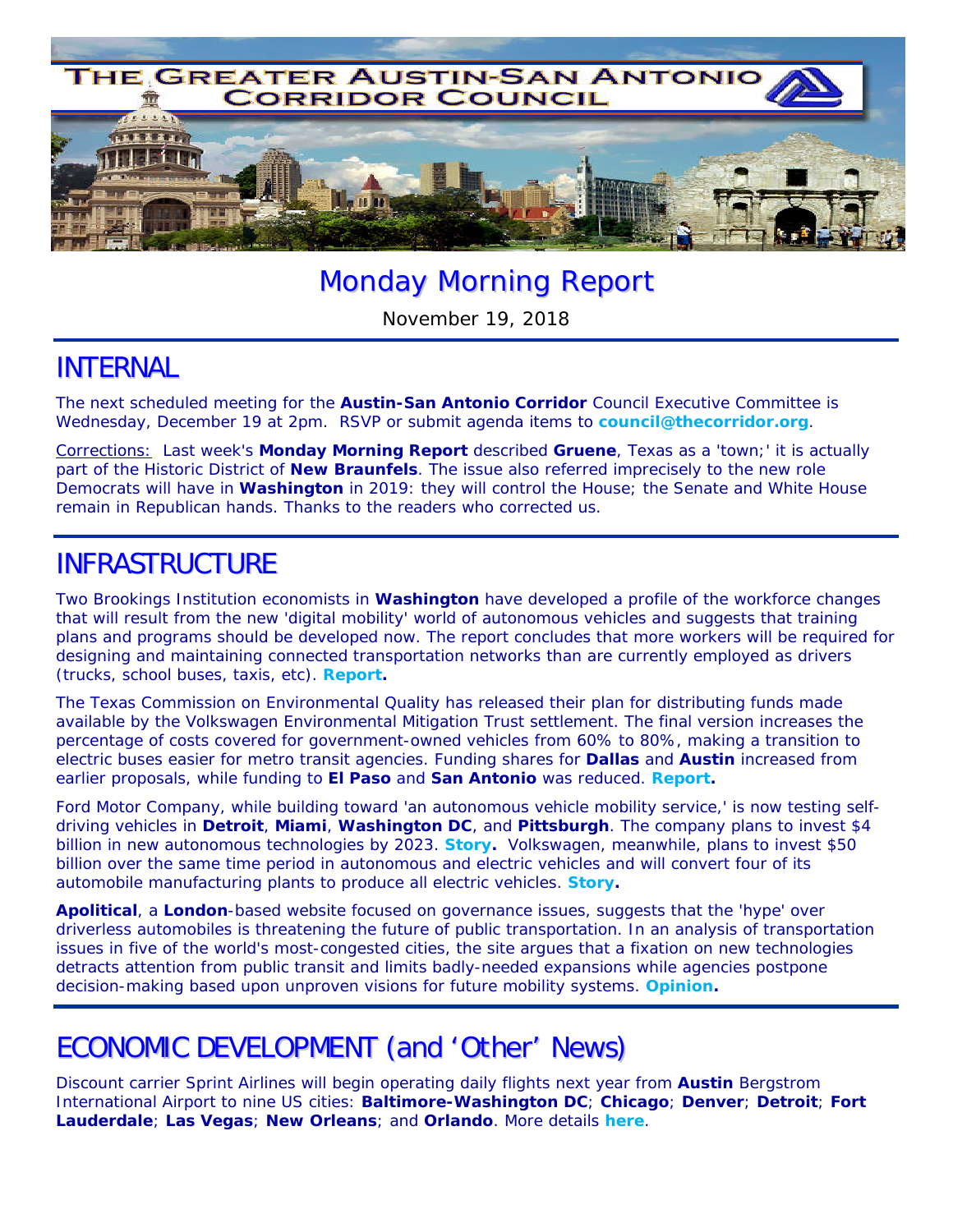# THE GREATER AUSTIN-SAN ANTONIO CORRIDOR COUNCIL

## Monday Morning Report

November 19, 2018

## INTERNAL

The next scheduled meeting for the **Austin-San Antonio Corridor** Council Executive Committee is Wednesday, December 19 at 2pm. RSVP or submit agenda items to **council@thecorridor.org**.

Corrections: Last week's **Monday Morning Report** described **Gruene**, Texas as a 'town;' it is actually part of the Historic District of **New Braunfels**. The issue also referred imprecisely to the new role Democrats will have in **Washington** in 2019: they will control the House; the Senate and White House remain in Republican hands. Thanks to the readers who corrected us.

## INFRASTRUCTURE

Two Brookings Institution economists in **Washington** have developed a profile of the workforce changes that will result from the new 'digital mobility' world of autonomous vehicles and suggests that training plans and programs should be developed now. The report concludes that more workers will be required for designing and maintaining connected transportation networks than are currently employed as drivers (trucks, school buses, taxis, etc). **Report.**

The Texas Commission on Environmental Quality has released their plan for distributing funds made available by the Volkswagen Environmental Mitigation Trust settlement. The final version increases the percentage of costs covered for government-owned vehicles from 60% to 80%, making a transition to electric buses easier for metro transit agencies. Funding shares for **Dallas** and **Austin** increased from earlier proposals, while funding to **El Paso** and **San Antonio** was reduced. **Report.**

Ford Motor Company, while building toward 'an autonomous vehicle mobility service,' is now testing self-driving vehicles in **Detroit**, **Miami**, **Washington DC**, and **Pittsburgh**. The company plans to invest $4 billion in new autonomous technologies by 2023. **Story.** Volkswagen, meanwhile, plans to invest $50 billion over the same time period in autonomous and electric vehicles and will convert four of its automobile manufacturing plants to produce all electric vehicles. **Story.**

**Apolitical**, a **London**-based website focused on governance issues, suggests that the 'hype' over driverless automobiles is threatening the future of public transportation. In an analysis of transportation issues in five of the world's most-congested cities, the site argues that a fixation on new technologies detracts attention from public transit and limits badly-needed expansions while agencies postpone decision-making based upon unproven visions for future mobility systems. **Opinion.**

## ECONOMIC DEVELOPMENT (and 'Other' News)

Discount carrier Sprint Airlines will begin operating daily flights next year from **Austin** Bergstrom International Airport to nine US cities: **Baltimore-Washington DC**; **Chicago**; **Denver**; **Detroit**; **Fort Lauderdale**; **Las Vegas**; **New Orleans**; and **Orlando**. More details **here**.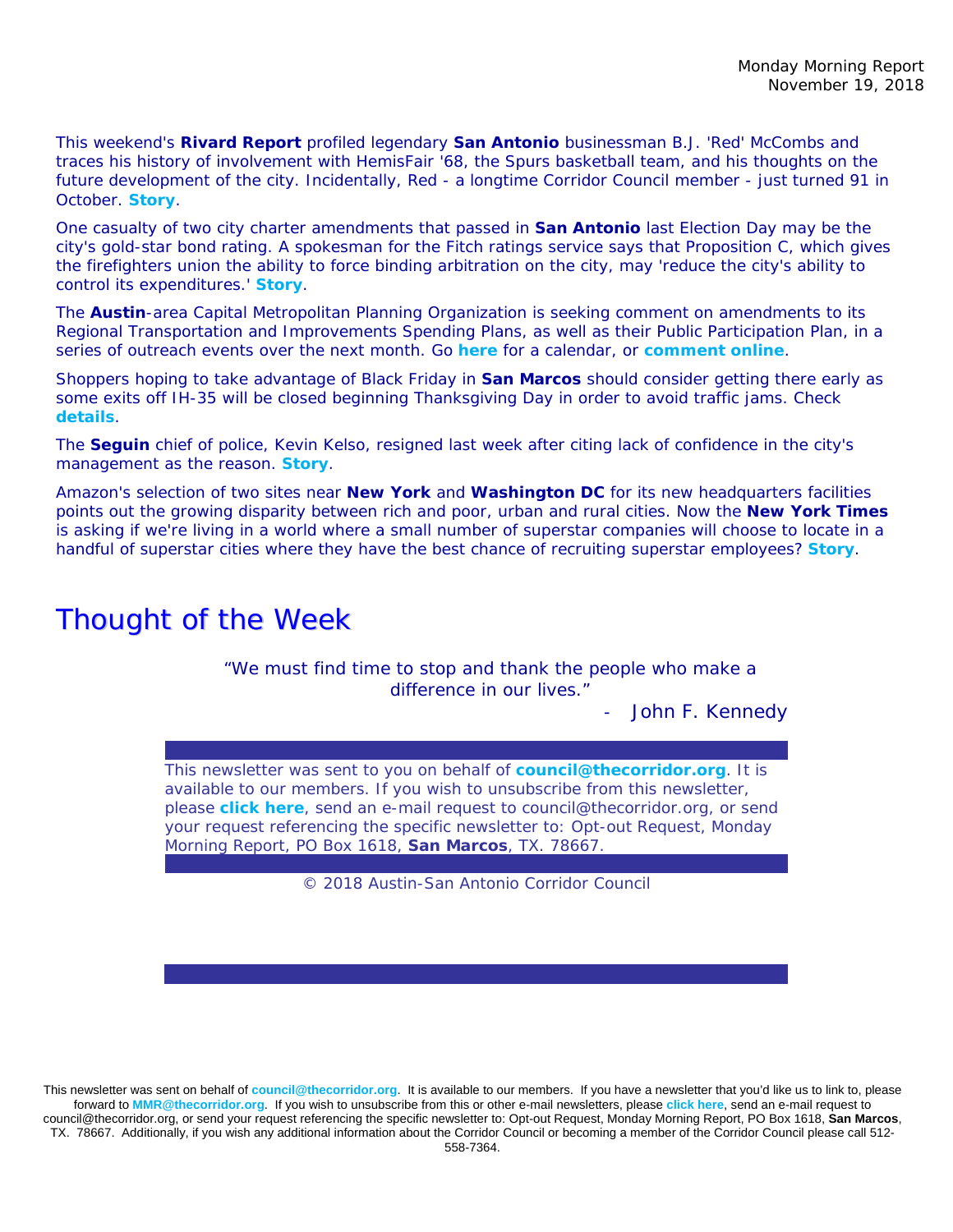Monday Morning Report
November 19, 2018

This weekend's **Rivard Report** profiled legendary **San Antonio** businessman B.J. 'Red' McCombs and traces his history of involvement with HemisFair '68, the Spurs basketball team, and his thoughts on the future development of the city. Incidentally, Red - a longtime Corridor Council member - just turned 91 in October. **Story**.

One casualty of two city charter amendments that passed in **San Antonio** last Election Day may be the city's gold-star bond rating. A spokesman for the Fitch ratings service says that Proposition C, which gives the firefighters union the ability to force binding arbitration on the city, may 'reduce the city's ability to control its expenditures.' **Story**.

The **Austin**-area Capital Metropolitan Planning Organization is seeking comment on amendments to its Regional Transportation and Improvements Spending Plans, as well as their Public Participation Plan, in a series of outreach events over the next month. Go **here** for a calendar, or **comment online**.

Shoppers hoping to take advantage of Black Friday in **San Marcos** should consider getting there early as some exits off IH-35 will be closed beginning Thanksgiving Day in order to avoid traffic jams. Check **details**.

The **Seguin** chief of police, Kevin Kelso, resigned last week after citing lack of confidence in the city's management as the reason. **Story**.

Amazon's selection of two sites near **New York** and **Washington DC** for its new headquarters facilities points out the growing disparity between rich and poor, urban and rural cities. Now the **New York Times** is asking if we're living in a world where a small number of superstar companies will choose to locate in a handful of superstar cities where they have the best chance of recruiting superstar employees? **Story**.

## Thought of the Week

"We must find time to stop and thank the people who make a difference in our lives."

\- John F. Kennedy

This newsletter was sent to you on behalf of **council@thecorridor.org**. It is available to our members. If you wish to unsubscribe from this newsletter, please **click here**, send an e-mail request to council@thecorridor.org, or send your request referencing the specific newsletter to: Opt-out Request, Monday Morning Report, PO Box 1618, **San Marcos**, TX. 78667.

© 2018 Austin-San Antonio Corridor Council

This newsletter was sent on behalf of **council@thecorridor.org**. It is available to our members. If you have a newsletter that you'd like us to link to, please forward to **MMR@thecorridor.org**. If you wish to unsubscribe from this or other e-mail newsletters, please **click here**, send an e-mail request to council@thecorridor.org, or send your request referencing the specific newsletter to: Opt-out Request, Monday Morning Report, PO Box 1618, **San Marcos**, TX. 78667. Additionally, if you wish any additional information about the Corridor Council or becoming a member of the Corridor Council please call 512-558-7364.